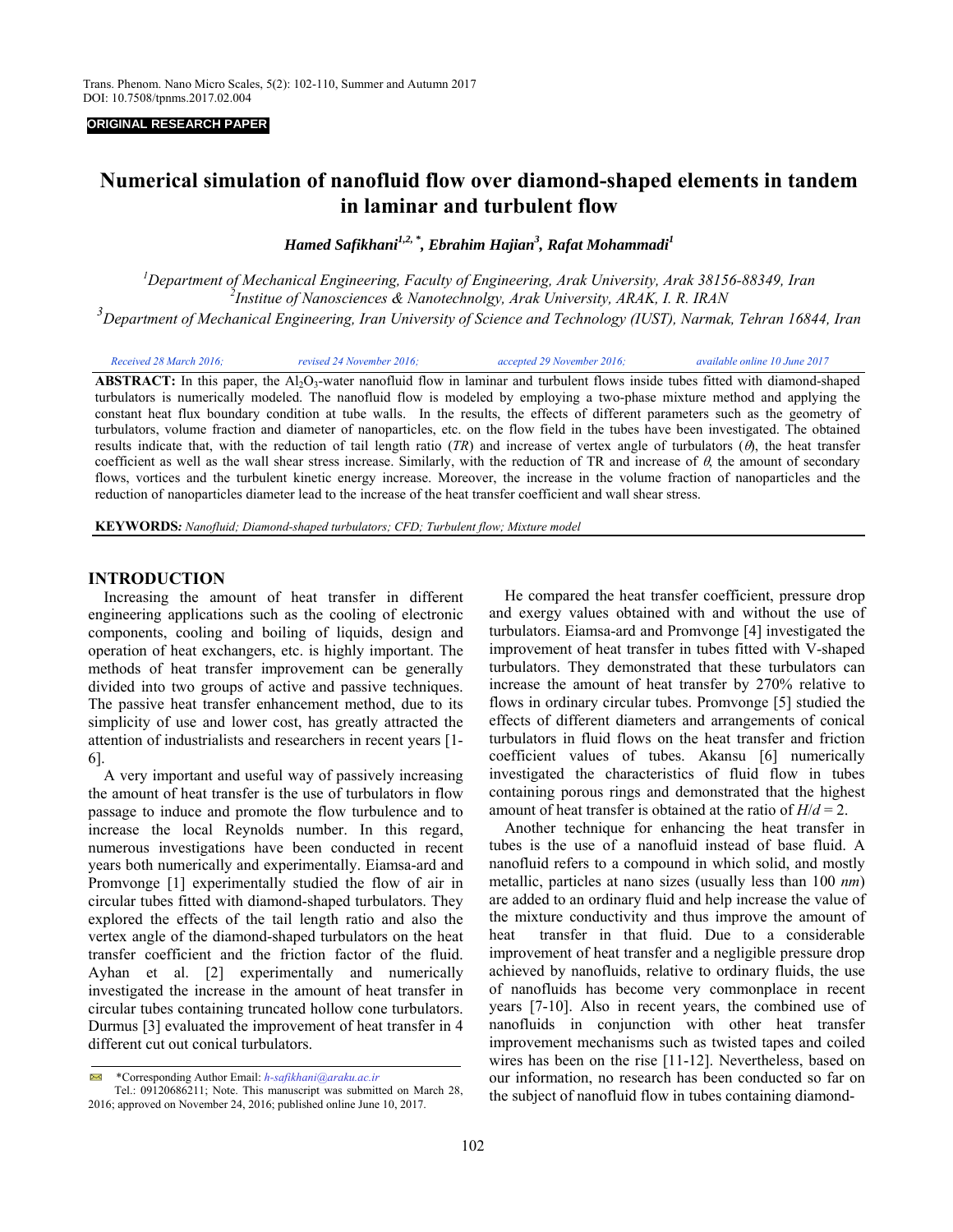ORIGINAL RESEARCH PAPER

# Numerical simulation of nanofluid flow over diamond-shaped elements in tandem in laminar and turbulent flow

***Hamed Safikhani[1,2,*], Ebrahim Hajian[3], Rafat Mohammadi[1]***

*[1]Department of Mechanical Engineering, Faculty of Engineering, Arak University, Arak 38156-88349, Iran*
*[2]Institue of Nanosciences & Nanotechnolgy, Arak University, ARAK, I. R. IRAN*
*[3]Department of Mechanical Engineering, Iran University of Science and Technology (IUST), Narmak, Tehran 16844, Iran*

*Received 28 March 2016; revised 24 November 2016; accepted 29 November 2016; available online 10 June 2017*

**ABSTRACT:** In this paper, the $Al_2O_3$-water nanofluid flow in laminar and turbulent flows inside tubes fitted with diamond-shaped turbulators is numerically modeled. The nanofluid flow is modeled by employing a two-phase mixture method and applying the constant heat flux boundary condition at tube walls. In the results, the effects of different parameters such as the geometry of turbulators, volume fraction and diameter of nanoparticles, etc. on the flow field in the tubes have been investigated. The obtained results indicate that, with the reduction of tail length ratio (*TR*) and increase of vertex angle of turbulators ($\theta$), the heat transfer coefficient as well as the wall shear stress increase. Similarly, with the reduction of TR and increase of $\theta$, the amount of secondary flows, vortices and the turbulent kinetic energy increase. Moreover, the increase in the volume fraction of nanoparticles and the reduction of nanoparticles diameter lead to the increase of the heat transfer coefficient and wall shear stress.

**KEYWORDS:** *Nanofluid; Diamond-shaped turbulators; CFD; Turbulent flow; Mixture model*

## INTRODUCTION

Increasing the amount of heat transfer in different engineering applications such as the cooling of electronic components, cooling and boiling of liquids, design and operation of heat exchangers, etc. is highly important. The methods of heat transfer improvement can be generally divided into two groups of active and passive techniques. The passive heat transfer enhancement method, due to its simplicity of use and lower cost, has greatly attracted the attention of industrialists and researchers in recent years [1-6].

A very important and useful way of passively increasing the amount of heat transfer is the use of turbulators in flow passage to induce and promote the flow turbulence and to increase the local Reynolds number. In this regard, numerous investigations have been conducted in recent years both numerically and experimentally. Eiamsa-ard and Promvonge [1] experimentally studied the flow of air in circular tubes fitted with diamond-shaped turbulators. They explored the effects of the tail length ratio and also the vertex angle of the diamond-shaped turbulators on the heat transfer coefficient and the friction factor of the fluid. Ayhan et al. [2] experimentally and numerically investigated the increase in the amount of heat transfer in circular tubes containing truncated hollow cone turbulators. Durmus [3] evaluated the improvement of heat transfer in 4 different cut out conical turbulators.

He compared the heat transfer coefficient, pressure drop and exergy values obtained with and without the use of turbulators. Eiamsa-ard and Promvonge [4] investigated the improvement of heat transfer in tubes fitted with V-shaped turbulators. They demonstrated that these turbulators can increase the amount of heat transfer by 270% relative to flows in ordinary circular tubes. Promvonge [5] studied the effects of different diameters and arrangements of conical turbulators in fluid flows on the heat transfer and friction coefficient values of tubes. Akansu [6] numerically investigated the characteristics of fluid flow in tubes containing porous rings and demonstrated that the highest amount of heat transfer is obtained at the ratio of $H/d = 2$.

Another technique for enhancing the heat transfer in tubes is the use of a nanofluid instead of base fluid. A nanofluid refers to a compound in which solid, and mostly metallic, particles at nano sizes (usually less than 100 *nm*) are added to an ordinary fluid and help increase the value of the mixture conductivity and thus improve the amount of heat transfer in that fluid. Due to a considerable improvement of heat transfer and a negligible pressure drop achieved by nanofluids, relative to ordinary fluids, the use of nanofluids has become very commonplace in recent years [7-10]. Also in recent years, the combined use of nanofluids in conjunction with other heat transfer improvement mechanisms such as twisted tapes and coiled wires has been on the rise [11-12]. Nevertheless, based on our information, no research has been conducted so far on the subject of nanofluid flow in tubes containing diamond-

*Corresponding Author Email: h-safikhani@araku.ac.ir
Tel.: 09120686211; Note. This manuscript was submitted on March 28, 2016; approved on November 24, 2016; published online June 10, 2017.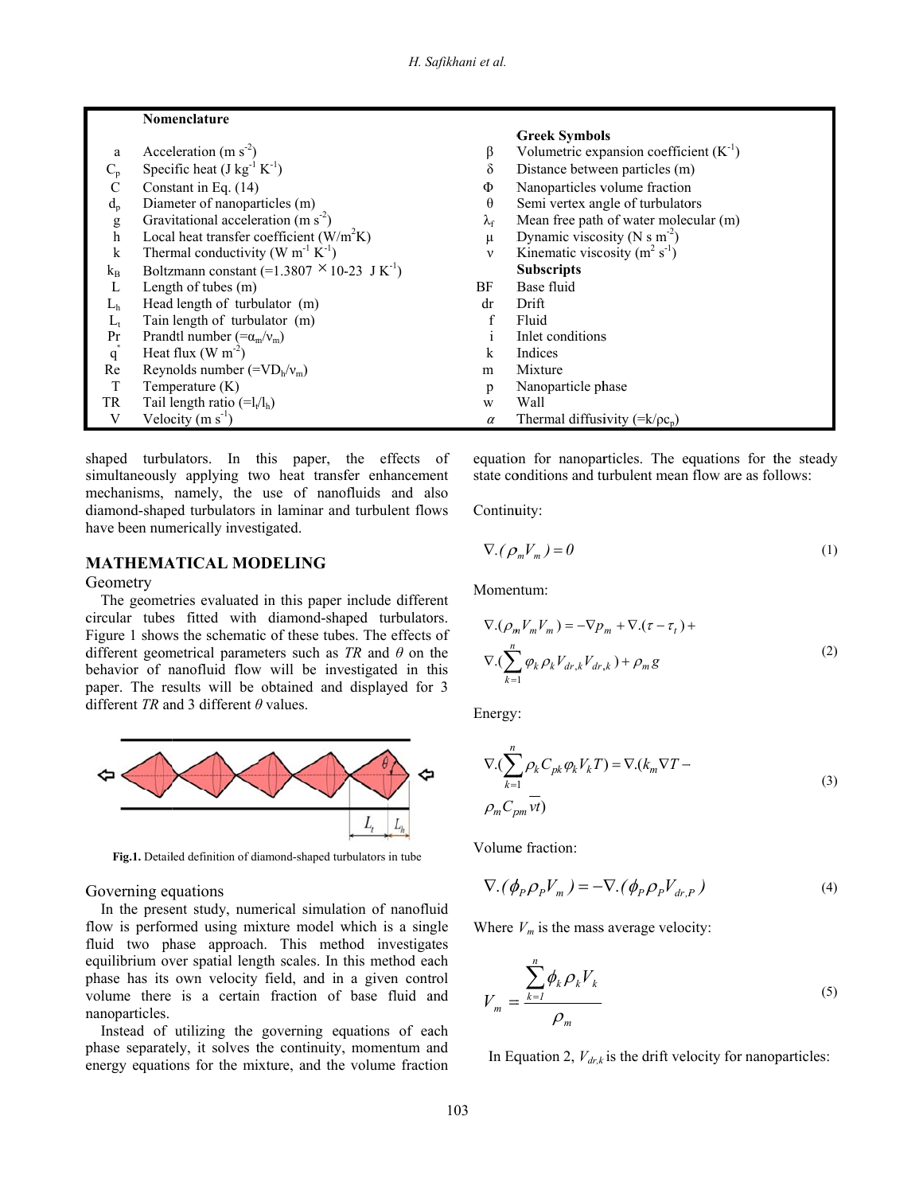| | Nomenclature | | Greek Symbols |
|---|---|---|---|
| a | Acceleration (m s$^{-2}$) | $\beta$ | Volumetric expansion coefficient (K$^{-1}$) |
| $C_p$ | Specific heat (J kg$^{-1}$ K$^{-1}$) | $\delta$ | Distance between particles (m) |
| C | Constant in Eq. (14) | $\Phi$ | Nanoparticles volume fraction |
| $d_p$ | Diameter of nanoparticles (m) | $\theta$ | Semi vertex angle of turbulators |
| g | Gravitational acceleration (m s$^{-2}$) | $\lambda_f$ | Mean free path of water molecular (m) |
| h | Local heat transfer coefficient (W/m$^2$K) | $\mu$ | Dynamic viscosity (N s m$^{-2}$) |
| k | Thermal conductivity (W m$^{-1}$ K$^{-1}$) | $\nu$ | Kinematic viscosity (m$^2$ s$^{-1}$) |
| $k_B$ | Boltzmann constant (=1.3807 × 10-23 J K$^{-1}$) | | **Subscripts** |
| L | Length of tubes (m) | BF | Base fluid |
| $L_h$ | Head length of turbulator (m) | dr | Drift |
| $L_t$ | Tain length of turbulator (m) | f | Fluid |
| Pr | Prandtl number (=$\alpha_m/\nu_m$) | i | Inlet conditions |
| $q^*$ | Heat flux (W m$^{-2}$) | k | Indices |
| Re | Reynolds number (=$VD_h/\nu_m$) | m | Mixture |
| T | Temperature (K) | p | Nanoparticle phase |
| TR | Tail length ratio (=$l_t/l_h$) | w | Wall |
| V | Velocity (m s$^{-1}$) | $\alpha$ | Thermal diffusivity (=k/$\rho c_p$) |

shaped turbulators. In this paper, the effects of simultaneously applying two heat transfer enhancement mechanisms, namely, the use of nanofluids and also diamond-shaped turbulators in laminar and turbulent flows have been numerically investigated.

## MATHEMATICAL MODELING

### Geometry

The geometries evaluated in this paper include different circular tubes fitted with diamond-shaped turbulators. Figure 1 shows the schematic of these tubes. The effects of different geometrical parameters such as *TR* and *θ* on the behavior of nanofluid flow will be investigated in this paper. The results will be obtained and displayed for 3 different *TR* and 3 different *θ* values.

θ

$L_t$ $L_h$

**Fig.1.** Detailed definition of diamond-shaped turbulators in tube

### Governing equations

In the present study, numerical simulation of nanofluid flow is performed using mixture model which is a single fluid two phase approach. This method investigates equilibrium over spatial length scales. In this method each phase has its own velocity field, and in a given control volume there is a certain fraction of base fluid and nanoparticles.

Instead of utilizing the governing equations of each phase separately, it solves the continuity, momentum and energy equations for the mixture, and the volume fraction equation for nanoparticles. The equations for the steady state conditions and turbulent mean flow are as follows:

Continuity:

$$\nabla.(\rho_m V_m) = 0 \tag{1}$$

Momentum:

$$\nabla.(\rho_m V_m V_m) = -\nabla p_m + \nabla.(\tau - \tau_t) + \nabla.(\sum_{k=1}^{n} \varphi_k \rho_k V_{dr,k} V_{dr,k}) + \rho_m g \tag{2}$$

Energy:

$$\nabla.(\sum_{k=1}^{n} \rho_k C_{pk} \varphi_k V_k T) = \nabla.(k_m \nabla T - \rho_m C_{pm} \overline{vt}) \tag{3}$$

Volume fraction:

$$\nabla.(\phi_P \rho_P V_m) = -\nabla.(\phi_P \rho_P V_{dr,P}) \tag{4}$$

Where $V_m$ is the mass average velocity:

$$V_m = \frac{\sum_{k=1}^{n} \phi_k \rho_k V_k}{\rho_m} \tag{5}$$

In Equation 2, $V_{dr,k}$ is the drift velocity for nanoparticles: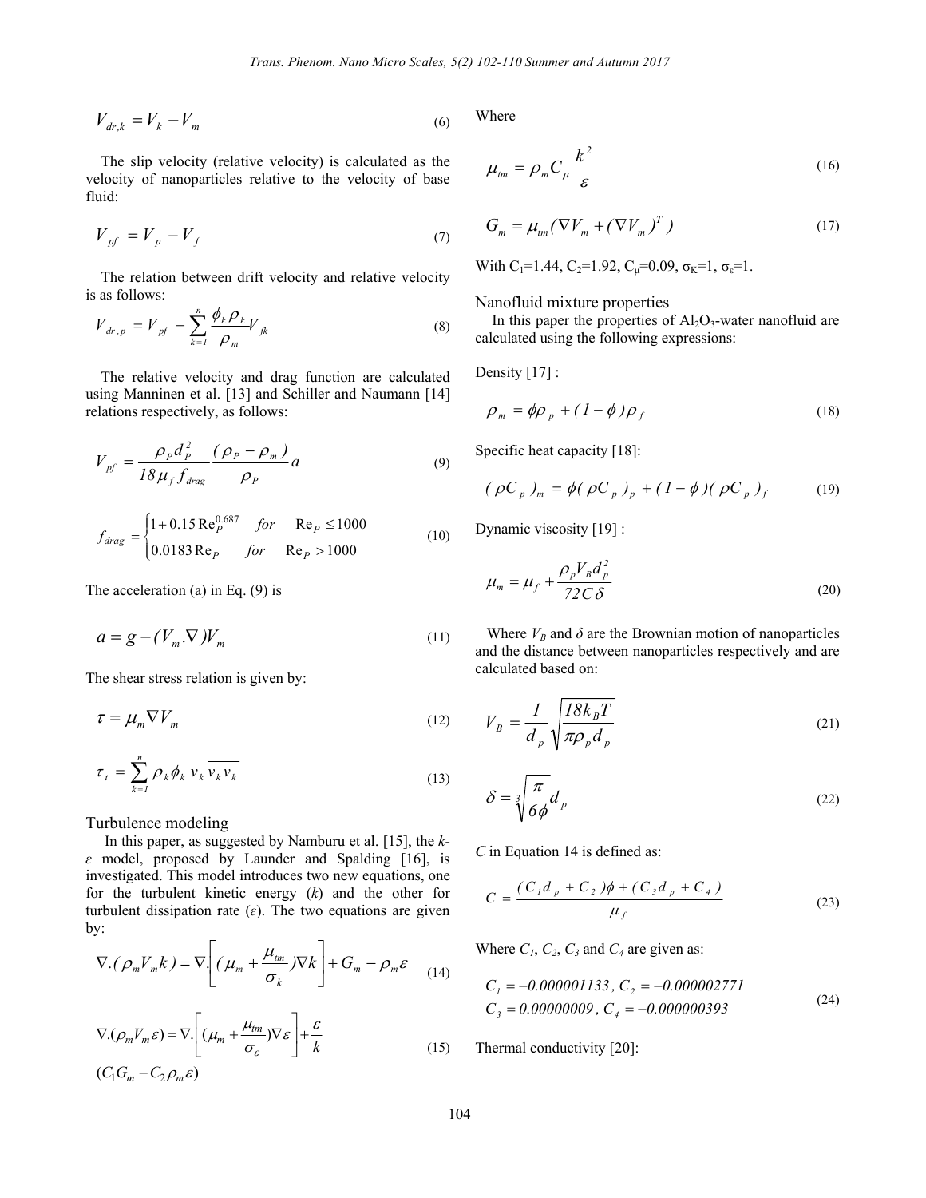$$V_{dr,k} = V_k - V_m \tag{6}$$

The slip velocity (relative velocity) is calculated as the velocity of nanoparticles relative to the velocity of base fluid:

$$V_{pf} = V_p - V_f \tag{7}$$

The relation between drift velocity and relative velocity is as follows:

$$V_{dr,p} = V_{pf} - \sum_{k=1}^{n} \frac{\phi_k \rho_k}{\rho_m} V_{fk} \tag{8}$$

The relative velocity and drag function are calculated using Manninen et al. [13] and Schiller and Naumann [14] relations respectively, as follows:

$$V_{pf} = \frac{\rho_P d_P^2}{18 \mu_f f_{drag}} \frac{(\rho_P - \rho_m)}{\rho_P} a \tag{9}$$

$$f_{drag} = \begin{cases} 1 + 0.15 \operatorname{Re}_P^{0.687} & for \quad \operatorname{Re}_P \le 1000 \\ 0.0183 \operatorname{Re}_P & for \quad \operatorname{Re}_P > 1000 \end{cases} \tag{10}$$

The acceleration (a) in Eq. (9) is

$$a = g - (V_m . \nabla) V_m \tag{11}$$

The shear stress relation is given by:

$$\tau = \mu_m \nabla V_m \tag{12}$$

$$\tau_t = \sum_{k=1}^{n} \rho_k \phi_k \, v_k \, \overline{v_k v_k} \tag{13}$$

### Turbulence modeling

In this paper, as suggested by Namburu et al. [15], the $k$-$\varepsilon$ model, proposed by Launder and Spalding [16], is investigated. This model introduces two new equations, one for the turbulent kinetic energy ($k$) and the other for turbulent dissipation rate ($\varepsilon$). The two equations are given by:

$$\nabla.(\rho_m V_m k) = \nabla.\left[ (\mu_m + \frac{\mu_{tm}}{\sigma_k}) \nabla k \right] + G_m - \rho_m \varepsilon \tag{14}$$

$$\nabla.(\rho_m V_m \varepsilon) = \nabla.\left[ (\mu_m + \frac{\mu_{tm}}{\sigma_\varepsilon}) \nabla \varepsilon \right] + \frac{\varepsilon}{k} (C_1 G_m - C_2 \rho_m \varepsilon) \tag{15}$$

Where

$$\mu_{tm} = \rho_m C_\mu \frac{k^2}{\varepsilon} \tag{16}$$

$$G_m = \mu_{tm} (\nabla V_m + (\nabla V_m)^T) \tag{17}$$

With $C_1$=1.44, $C_2$=1.92, $C_\mu$=0.09, $\sigma_K$=1, $\sigma_\varepsilon$=1.

### Nanofluid mixture properties

In this paper the properties of $Al_2O_3$-water nanofluid are calculated using the following expressions:

Density [17] :

$$\rho_m = \phi \rho_p + (1 - \phi) \rho_f \tag{18}$$

Specific heat capacity [18]:

$$(\rho C_p)_m = \phi (\rho C_p)_p + (1 - \phi)(\rho C_p)_f \tag{19}$$

Dynamic viscosity [19] :

$$\mu_m = \mu_f + \frac{\rho_p V_B d_p^2}{72 C \delta} \tag{20}$$

Where $V_B$ and $\delta$ are the Brownian motion of nanoparticles and the distance between nanoparticles respectively and are calculated based on:

$$V_B = \frac{1}{d_p} \sqrt{\frac{18 k_B T}{\pi \rho_p d_p}} \tag{21}$$

$$\delta = \sqrt[3]{\frac{\pi}{6\phi}} d_p \tag{22}$$

$C$ in Equation 14 is defined as:

$$C = \frac{(C_1 d_p + C_2)\phi + (C_3 d_p + C_4)}{\mu_f} \tag{23}$$

Where $C_1$, $C_2$, $C_3$ and $C_4$ are given as:

$$C_1 = -0.000001133 , \; C_2 = -0.000002771$$
$$C_3 = 0.00000009 , \; C_4 = -0.000000393 \tag{24}$$

Thermal conductivity [20]: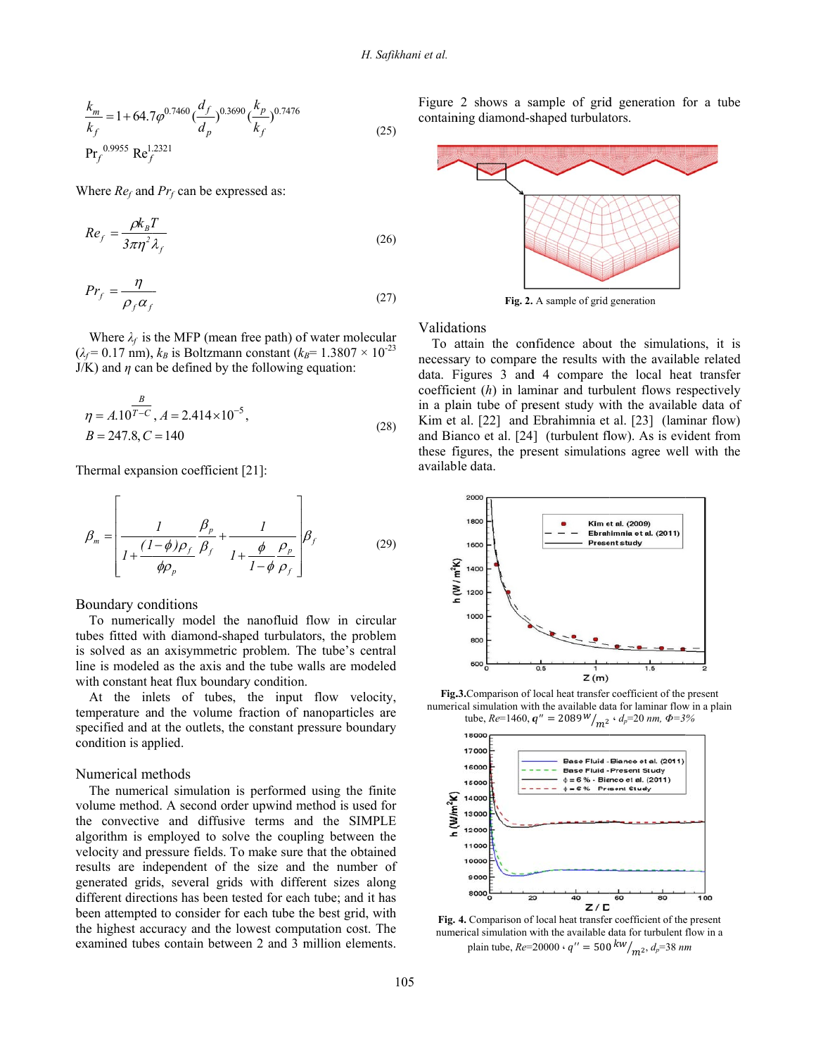$$\frac{k_m}{k_f} = 1 + 64.7\varphi^{0.7460}\left(\frac{d_f}{d_p}\right)^{0.3690}\left(\frac{k_p}{k_f}\right)^{0.7476} \mathrm{Pr}_f^{\,0.9955}\,\mathrm{Re}_f^{\,1.2321} \tag{25}$$

Where $Re_f$ and $Pr_f$ can be expressed as:

$$Re_f = \frac{\rho k_B T}{3\pi\eta^2\lambda_f} \tag{26}$$

$$Pr_f = \frac{\eta}{\rho_f \alpha_f} \tag{27}$$

Where $\lambda_f$ is the MFP (mean free path) of water molecular ($\lambda_f$= 0.17 nm), $k_B$ is Boltzmann constant ($k_B$= 1.3807 × $10^{-23}$ J/K) and $\eta$ can be defined by the following equation:

$$\eta = A.10^{\frac{B}{T-C}},\ A = 2.414\times10^{-5},\ B = 247.8, C = 140 \tag{28}$$

Thermal expansion coefficient [21]:

$$\beta_m = \left[\frac{1}{1+\frac{(1-\phi)\rho_f}{\phi\rho_p}}\frac{\beta_p}{\beta_f} + \frac{1}{1+\frac{\phi}{1-\phi}\frac{\rho_p}{\rho_f}}\right]\beta_f \tag{29}$$

## Boundary conditions

To numerically model the nanofluid flow in circular tubes fitted with diamond-shaped turbulators, the problem is solved as an axisymmetric problem. The tube's central line is modeled as the axis and the tube walls are modeled with constant heat flux boundary condition.

At the inlets of tubes, the input flow velocity, temperature and the volume fraction of nanoparticles are specified and at the outlets, the constant pressure boundary condition is applied.

## Numerical methods

The numerical simulation is performed using the finite volume method. A second order upwind method is used for the convective and diffusive terms and the SIMPLE algorithm is employed to solve the coupling between the velocity and pressure fields. To make sure that the obtained results are independent of the size and the number of generated grids, several grids with different sizes along different directions has been tested for each tube; and it has been attempted to consider for each tube the best grid, with the highest accuracy and the lowest computation cost. The examined tubes contain between 2 and 3 million elements.

Figure 2 shows a sample of grid generation for a tube containing diamond-shaped turbulators.

**Fig. 2.** A sample of grid generation

## Validations

To attain the confidence about the simulations, it is necessary to compare the results with the available related data. Figures 3 and 4 compare the local heat transfer coefficient ($h$) in laminar and turbulent flows respectively in a plain tube of present study with the available data of Kim et al. [22] and Ebrahimnia et al. [23] (laminar flow) and Bianco et al. [24] (turbulent flow). As is evident from these figures, the present simulations agree well with the available data.

h (W / m²K)
2000
1800
1600
1400
1200
1000
800
600
0
0.5
1
1.5
2
Z (m)
Kim et al. (2009)
Ebrahimnia et al. (2011)
Present study

**Fig.3.**Comparison of local heat transfer coefficient of the present numerical simulation with the available data for laminar flow in a plain tube, $Re$=1460, $q'' = 2089\, W/m^2$, $d_p$=20 nm, $\Phi$=3%

h (W/m²K)
18000
17000
16000
15000
14000
13000
12000
11000
10000
9000
8000
0
20
40
60
80
100
Z / D
Base Fluid - Bianco et al. (2011)
Base Fluid - Present Study
ϕ = 6 % - Bianco et al. (2011)
ϕ = 6 % Present Study

**Fig. 4.** Comparison of local heat transfer coefficient of the present numerical simulation with the available data for turbulent flow in a plain tube, $Re$=20000 , $q'' = 500\, kw/m^2$, $d_p$=38 nm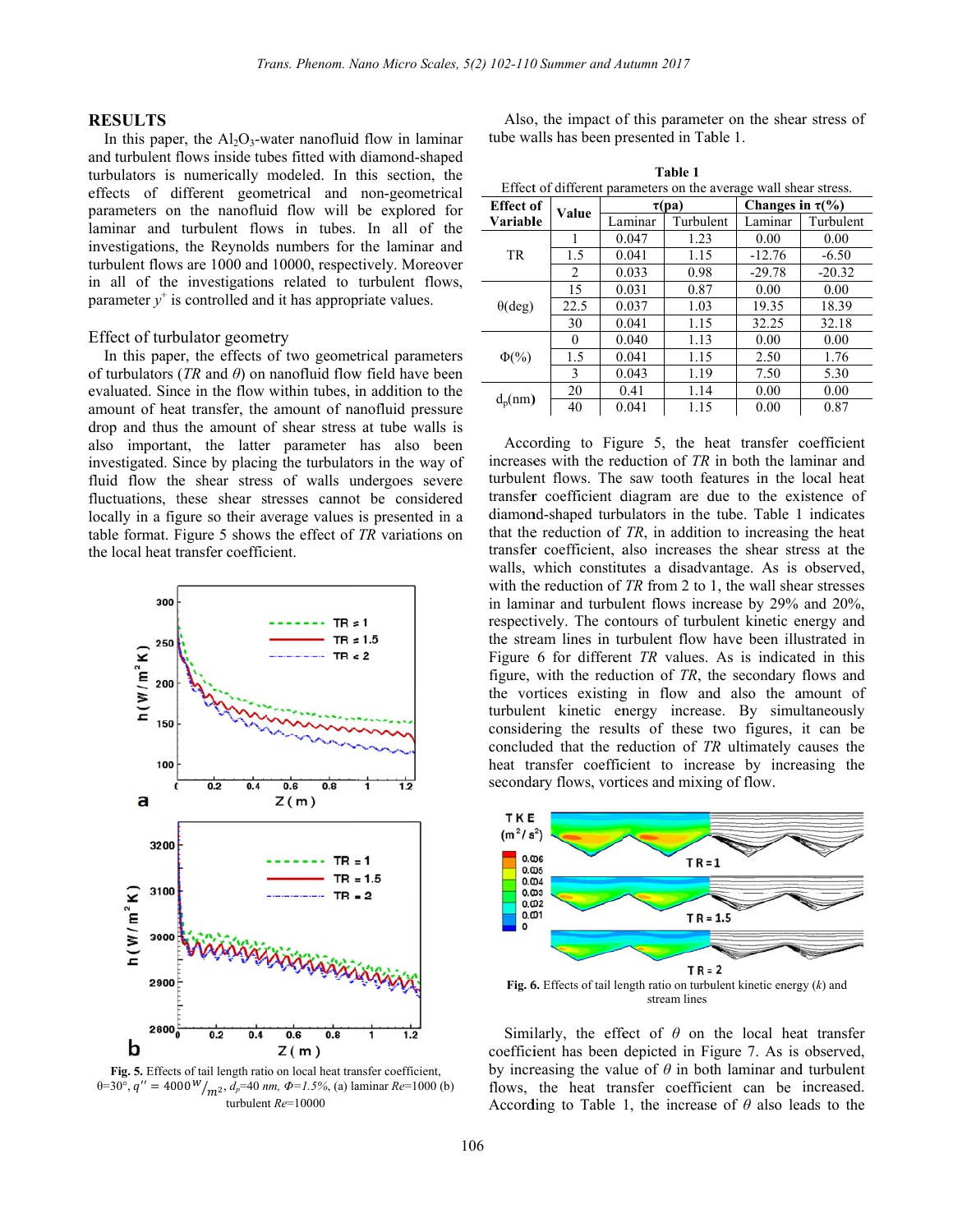## RESULTS

In this paper, the $Al_2O_3$-water nanofluid flow in laminar and turbulent flows inside tubes fitted with diamond-shaped turbulators is numerically modeled. In this section, the effects of different geometrical and non-geometrical parameters on the nanofluid flow will be explored for laminar and turbulent flows in tubes. In all of the investigations, the Reynolds numbers for the laminar and turbulent flows are 1000 and 10000, respectively. Moreover in all of the investigations related to turbulent flows, parameter $y^+$ is controlled and it has appropriate values.

### Effect of turbulator geometry

In this paper, the effects of two geometrical parameters of turbulators (*TR* and *θ*) on nanofluid flow field have been evaluated. Since in the flow within tubes, in addition to the amount of heat transfer, the amount of nanofluid pressure drop and thus the amount of shear stress at tube walls is also important, the latter parameter has also been investigated. Since by placing the turbulators in the way of fluid flow the shear stress of walls undergoes severe fluctuations, these shear stresses cannot be considered locally in a figure so their average values is presented in a table format. Figure 5 shows the effect of *TR* variations on the local heat transfer coefficient.

300
250
200
150
100
h (W/m² K)
TR = 1
TR = 1.5
TR = 2
0.2 0.4 0.6 0.8 1 1.2
Z (m)
a

3200
3100
3000
2900
2800
h (W/m² K)
TR = 1
TR = 1.5
TR = 2
0 0.2 0.4 0.6 0.8 1 1.2
Z (m)
b

**Fig. 5.** Effects of tail length ratio on local heat transfer coefficient, θ=30°, $q'' = 4000\,W/m^2$, $d_p$=40 *nm*, *Φ=1.5%*, (a) laminar *Re*=1000 (b) turbulent *Re*=10000

Also, the impact of this parameter on the shear stress of tube walls has been presented in Table 1.

**Table 1**
Effect of different parameters on the average wall shear stress.

| Effect of Variable | Value | τ(pa) | | Changes in τ(%) | |
|---|---|---|---|---|---|
| | | Laminar | Turbulent | Laminar | Turbulent |
| TR | 1 | 0.047 | 1.23 | 0.00 | 0.00 |
| | 1.5 | 0.041 | 1.15 | -12.76 | -6.50 |
| | 2 | 0.033 | 0.98 | -29.78 | -20.32 |
| θ(deg) | 15 | 0.031 | 0.87 | 0.00 | 0.00 |
| | 22.5 | 0.037 | 1.03 | 19.35 | 18.39 |
| | 30 | 0.041 | 1.15 | 32.25 | 32.18 |
| Φ(%) | 0 | 0.040 | 1.13 | 0.00 | 0.00 |
| | 1.5 | 0.041 | 1.15 | 2.50 | 1.76 |
| | 3 | 0.043 | 1.19 | 7.50 | 5.30 |
| $d_p$(nm) | 20 | 0.41 | 1.14 | 0.00 | 0.00 |
| | 40 | 0.041 | 1.15 | 0.00 | 0.87 |

According to Figure 5, the heat transfer coefficient increases with the reduction of *TR* in both the laminar and turbulent flows. The saw tooth features in the local heat transfer coefficient diagram are due to the existence of diamond-shaped turbulators in the tube. Table 1 indicates that the reduction of *TR*, in addition to increasing the heat transfer coefficient, also increases the shear stress at the walls, which constitutes a disadvantage. As is observed, with the reduction of *TR* from 2 to 1, the wall shear stresses in laminar and turbulent flows increase by 29% and 20%, respectively. The contours of turbulent kinetic energy and the stream lines in turbulent flow have been illustrated in Figure 6 for different *TR* values. As is indicated in this figure, with the reduction of *TR*, the secondary flows and the vortices existing in flow and also the amount of turbulent kinetic energy increase. By simultaneously considering the results of these two figures, it can be concluded that the reduction of *TR* ultimately causes the heat transfer coefficient to increase by increasing the secondary flows, vortices and mixing of flow.

TKE (m²/s²)
0.006
0.005
0.004
0.003
0.002
0.001
0
TR=1
TR=1.5
TR=2

**Fig. 6.** Effects of tail length ratio on turbulent kinetic energy (*k*) and stream lines

Similarly, the effect of *θ* on the local heat transfer coefficient has been depicted in Figure 7. As is observed, by increasing the value of *θ* in both laminar and turbulent flows, the heat transfer coefficient can be increased. According to Table 1, the increase of *θ* also leads to the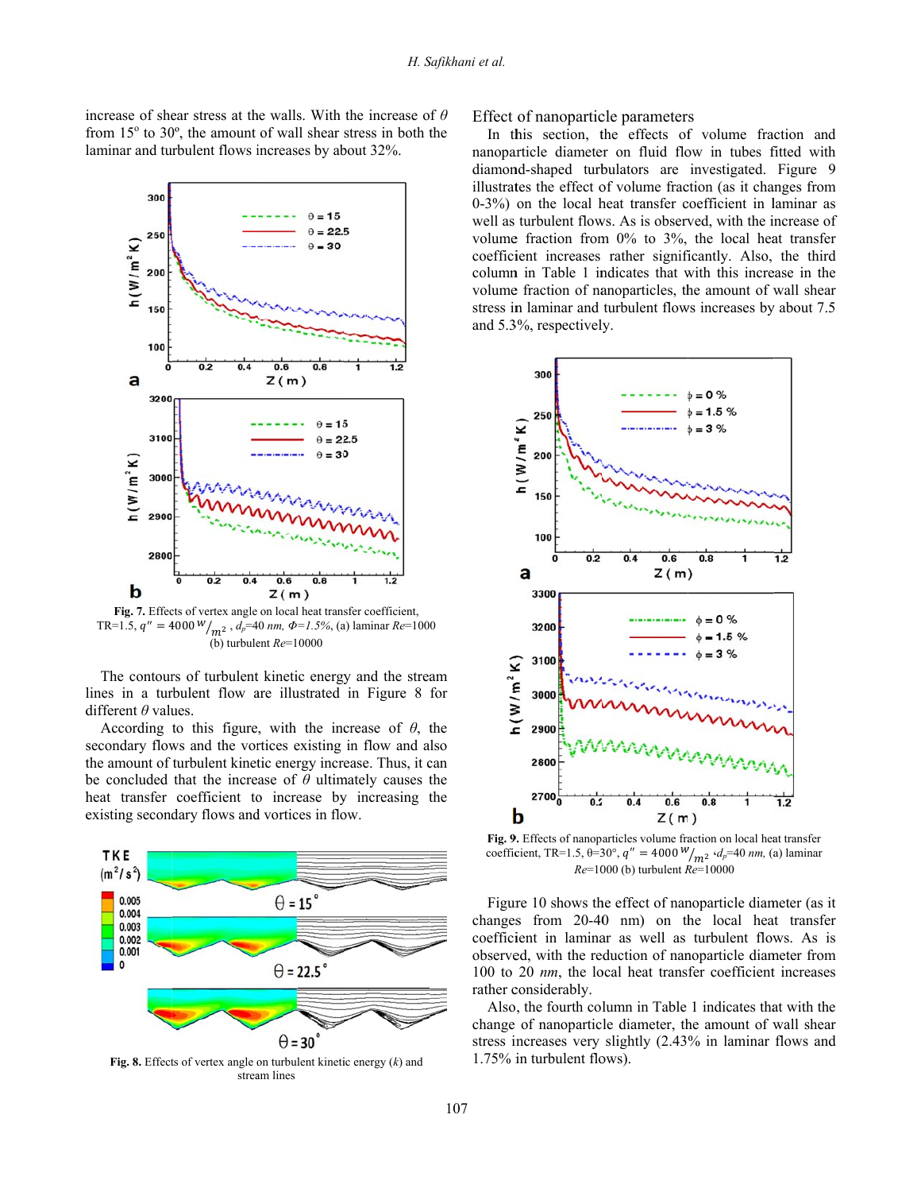increase of shear stress at the walls. With the increase of $\theta$ from 15º to 30º, the amount of wall shear stress in both the laminar and turbulent flows increases by about 32%.

300
250
200
150
100
h ( W / m² K )
0 0.2 0.4 0.6 0.8 1 1.2
Z ( m )
θ = 15
θ = 22.5
θ = 30
a

3200
3100
3000
2900
2800
h ( W / m² K )
0 0.2 0.4 0.6 0.8 1 1.2
Z ( m )
θ = 15
θ = 22.5
θ = 30
b

**Fig. 7.** Effects of vertex angle on local heat transfer coefficient, TR=1.5, $q'' = 4000\,{}^{W}/_{m^2}$ , $d_p$=40 *nm*, *Φ*=1.5%, (a) laminar *Re*=1000 (b) turbulent *Re*=10000

The contours of turbulent kinetic energy and the stream lines in a turbulent flow are illustrated in Figure 8 for different $\theta$ values.

According to this figure, with the increase of $\theta$, the secondary flows and the vortices existing in flow and also the amount of turbulent kinetic energy increase. Thus, it can be concluded that the increase of $\theta$ ultimately causes the heat transfer coefficient to increase by increasing the existing secondary flows and vortices in flow.

TKE
(m²/s²)
0.005
0.004
0.003
0.002
0.001
0
θ = 15°
θ = 22.5°
θ = 30°

**Fig. 8.** Effects of vertex angle on turbulent kinetic energy (*k*) and stream lines

## Effect of nanoparticle parameters

In this section, the effects of volume fraction and nanoparticle diameter on fluid flow in tubes fitted with diamond-shaped turbulators are investigated. Figure 9 illustrates the effect of volume fraction (as it changes from 0-3%) on the local heat transfer coefficient in laminar as well as turbulent flows. As is observed, with the increase of volume fraction from 0% to 3%, the local heat transfer coefficient increases rather significantly. Also, the third column in Table 1 indicates that with this increase in the volume fraction of nanoparticles, the amount of wall shear stress in laminar and turbulent flows increases by about 7.5 and 5.3%, respectively.

300
250
200
150
100
h ( W / m² K )
0 0.2 0.4 0.6 0.8 1 1.2
Z ( m )
ϕ = 0 %
ϕ = 1.5 %
ϕ = 3 %
a

3300
3200
3100
3000
2900
2800
2700
h ( W / m² K )
0 0.2 0.4 0.6 0.8 1 1.2
Z ( m )
ϕ = 0 %
ϕ = 1.5 %
ϕ = 3 %
b

**Fig. 9.** Effects of nanoparticles volume fraction on local heat transfer coefficient, TR=1.5, θ=30°, $q'' = 4000\,{}^{W}/_{m^2}$ ,$d_p$=40 *nm*, (a) laminar *Re*=1000 (b) turbulent *Re*=10000

Figure 10 shows the effect of nanoparticle diameter (as it changes from 20-40 nm) on the local heat transfer coefficient in laminar as well as turbulent flows. As is observed, with the reduction of nanoparticle diameter from 100 to 20 *nm*, the local heat transfer coefficient increases rather considerably.

Also, the fourth column in Table 1 indicates that with the change of nanoparticle diameter, the amount of wall shear stress increases very slightly (2.43% in laminar flows and 1.75% in turbulent flows).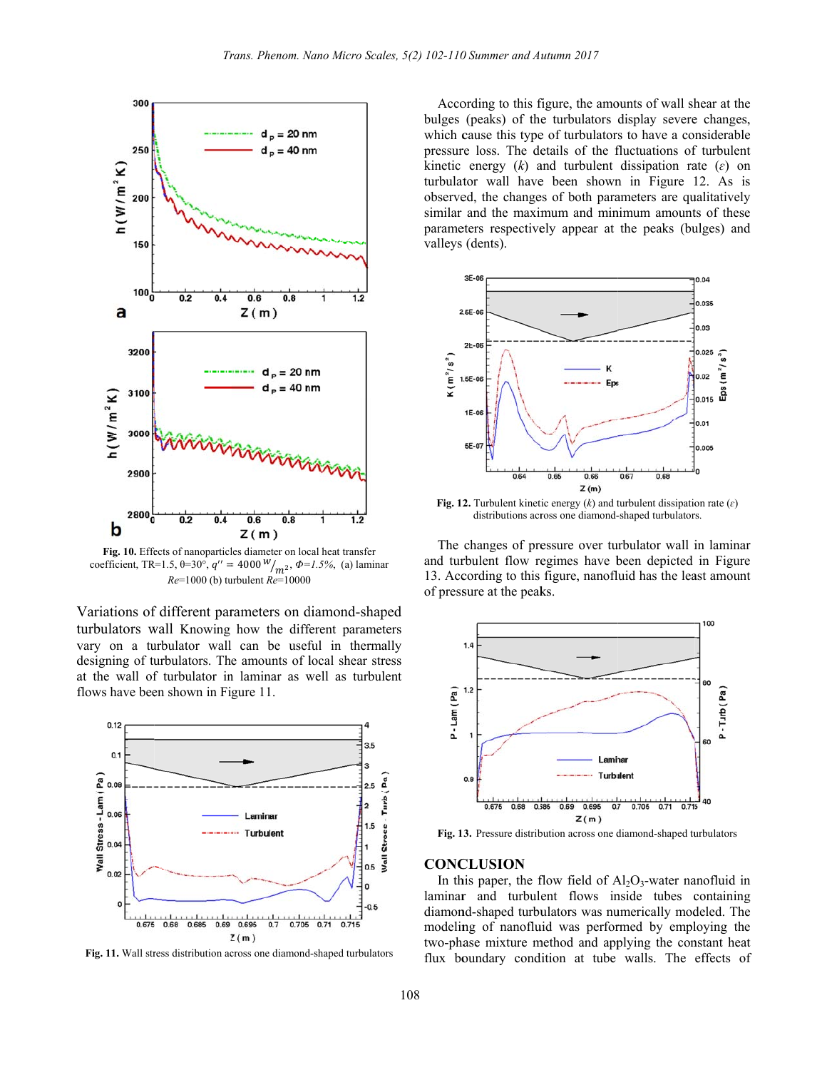300
250
200
150
100
h ( W / m² K )
0
0.2
0.4
0.6
0.8
1
1.2
Z ( m )
a
d P = 20 nm
d P = 40 nm

3200
3100
3000
2900
2800
h ( W / m² K )
0
0.2
0.4
0.6
0.8
1
1.2
Z ( m )
b
d P = 20 nm
d P = 40 nm

**Fig. 10.** Effects of nanoparticles diameter on local heat transfer coefficient, TR=1.5, θ=30°, $q'' = 4000\,{}^{W}/_{m^2}$, *Φ=1.5%*, (a) laminar *Re*=1000 (b) turbulent *Re*=10000

Variations of different parameters on diamond-shaped turbulators wall Knowing how the different parameters vary on a turbulator wall can be useful in thermally designing of turbulators. The amounts of local shear stress at the wall of turbulator in laminar as well as turbulent flows have been shown in Figure 11.

0.12
0.1
0.08
0.06
0.04
0.02
0
Wall Stress - Lam ( Pa )
4
3.5
3
2.5
2
1.5
1
0.5
0
-0.5
Wall Stress - Turb ( Pa )
0.675
0.68
0.685
0.69
0.695
0.7
0.705
0.71
0.715
Z ( m )
Laminar
Turbulent

**Fig. 11.** Wall stress distribution across one diamond-shaped turbulators

According to this figure, the amounts of wall shear at the bulges (peaks) of the turbulators display severe changes, which cause this type of turbulators to have a considerable pressure loss. The details of the fluctuations of turbulent kinetic energy ($k$) and turbulent dissipation rate ($\varepsilon$) on turbulator wall have been shown in Figure 12. As is observed, the changes of both parameters are qualitatively similar and the maximum and minimum amounts of these parameters respectively appear at the peaks (bulges) and valleys (dents).

3E-06
2.5E-06
2E-06
1.5E-06
1E-06
5E-07
K ( m² / s² )
0.04
0.035
0.03
0.025
0.02
0.015
0.01
0.005
0
Eps ( m² / s³ )
0.64
0.65
0.66
0.67
0.68
Z (m)
K
Eps

**Fig. 12.** Turbulent kinetic energy ($k$) and turbulent dissipation rate ($\varepsilon$) distributions across one diamond-shaped turbulators.

The changes of pressure over turbulator wall in laminar and turbulent flow regimes have been depicted in Figure 13. According to this figure, nanofluid has the least amount of pressure at the peaks.

1.4
1.2
1
0.8
P - Lam ( Pa )
100
80
60
40
P - Turb ( Pa )
0.675
0.68
0.685
0.69
0.695
0.7
0.705
0.71
0.715
Z ( m )
Laminar
Turbulent

**Fig. 13.** Pressure distribution across one diamond-shaped turbulators

## CONCLUSION

In this paper, the flow field of $Al_2O_3$-water nanofluid in laminar and turbulent flows inside tubes containing diamond-shaped turbulators was numerically modeled. The modeling of nanofluid was performed by employing the two-phase mixture method and applying the constant heat flux boundary condition at tube walls. The effects of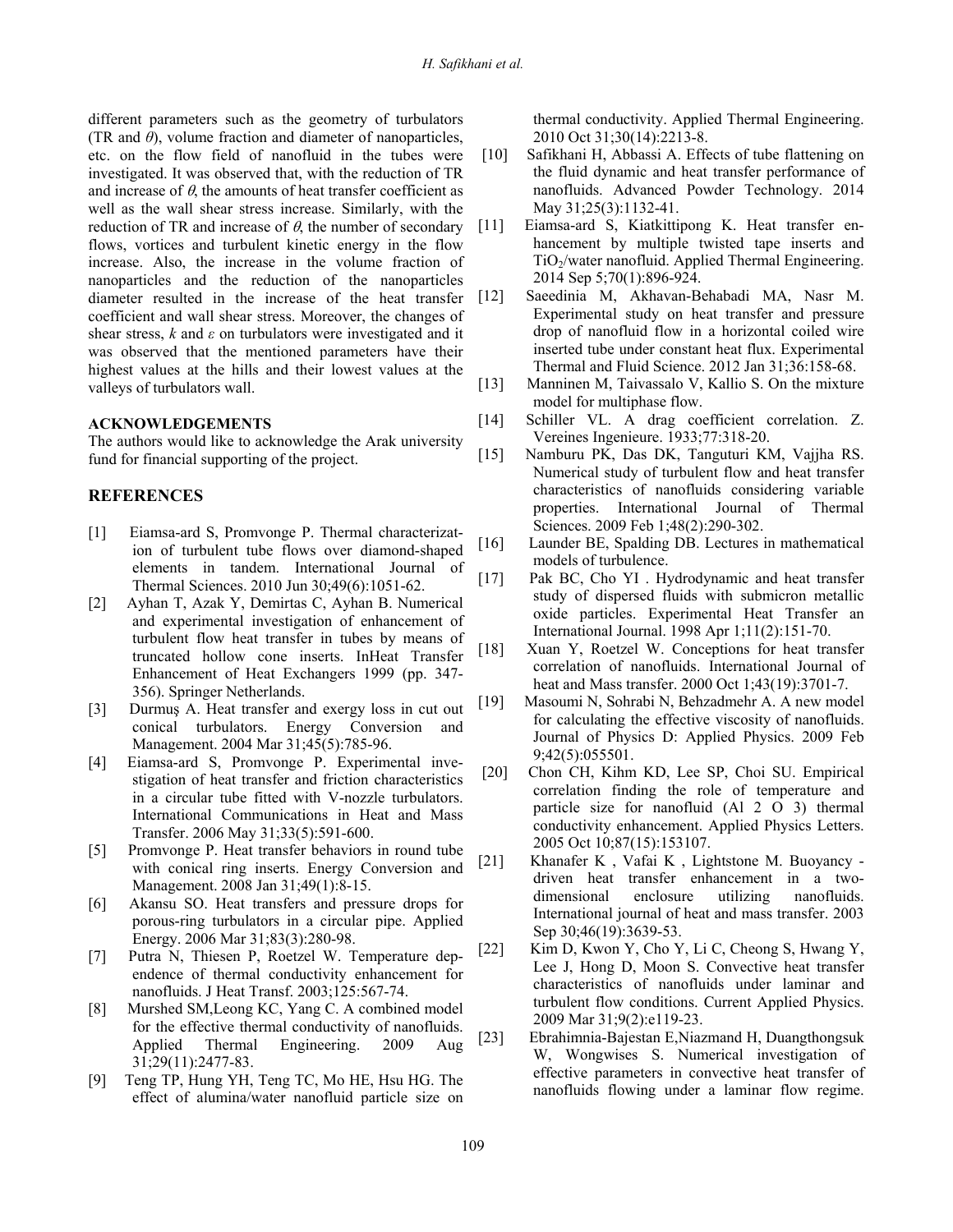different parameters such as the geometry of turbulators (TR and $\theta$), volume fraction and diameter of nanoparticles, etc. on the flow field of nanofluid in the tubes were investigated. It was observed that, with the reduction of TR and increase of $\theta$, the amounts of heat transfer coefficient as well as the wall shear stress increase. Similarly, with the reduction of TR and increase of $\theta$, the number of secondary flows, vortices and turbulent kinetic energy in the flow increase. Also, the increase in the volume fraction of nanoparticles and the reduction of the nanoparticles diameter resulted in the increase of the heat transfer coefficient and wall shear stress. Moreover, the changes of shear stress, $k$ and $\varepsilon$ on turbulators were investigated and it was observed that the mentioned parameters have their highest values at the hills and their lowest values at the valleys of turbulators wall.

**ACKNOWLEDGEMENTS**

The authors would like to acknowledge the Arak university fund for financial supporting of the project.

## REFERENCES

[1] Eiamsa-ard S, Promvonge P. Thermal characterization of turbulent tube flows over diamond-shaped elements in tandem. International Journal of Thermal Sciences. 2010 Jun 30;49(6):1051-62.

[2] Ayhan T, Azak Y, Demirtas C, Ayhan B. Numerical and experimental investigation of enhancement of turbulent flow heat transfer in tubes by means of truncated hollow cone inserts. InHeat Transfer Enhancement of Heat Exchangers 1999 (pp. 347-356). Springer Netherlands.

[3] Durmuş A. Heat transfer and exergy loss in cut out conical turbulators. Energy Conversion and Management. 2004 Mar 31;45(5):785-96.

[4] Eiamsa-ard S, Promvonge P. Experimental investigation of heat transfer and friction characteristics in a circular tube fitted with V-nozzle turbulators. International Communications in Heat and Mass Transfer. 2006 May 31;33(5):591-600.

[5] Promvonge P. Heat transfer behaviors in round tube with conical ring inserts. Energy Conversion and Management. 2008 Jan 31;49(1):8-15.

[6] Akansu SO. Heat transfers and pressure drops for porous-ring turbulators in a circular pipe. Applied Energy. 2006 Mar 31;83(3):280-98.

[7] Putra N, Thiesen P, Roetzel W. Temperature dependence of thermal conductivity enhancement for nanofluids. J Heat Transf. 2003;125:567-74.

[8] Murshed SM,Leong KC, Yang C. A combined model for the effective thermal conductivity of nanofluids. Applied Thermal Engineering. 2009 Aug 31;29(11):2477-83.

[9] Teng TP, Hung YH, Teng TC, Mo HE, Hsu HG. The effect of alumina/water nanofluid particle size on thermal conductivity. Applied Thermal Engineering. 2010 Oct 31;30(14):2213-8.

[10] Safikhani H, Abbassi A. Effects of tube flattening on the fluid dynamic and heat transfer performance of nanofluids. Advanced Powder Technology. 2014 May 31;25(3):1132-41.

[11] Eiamsa-ard S, Kiatkittipong K. Heat transfer enhancement by multiple twisted tape inserts and $TiO_2$/water nanofluid. Applied Thermal Engineering. 2014 Sep 5;70(1):896-924.

[12] Saeedinia M, Akhavan-Behabadi MA, Nasr M. Experimental study on heat transfer and pressure drop of nanofluid flow in a horizontal coiled wire inserted tube under constant heat flux. Experimental Thermal and Fluid Science. 2012 Jan 31;36:158-68.

[13] Manninen M, Taivassalo V, Kallio S. On the mixture model for multiphase flow.

[14] Schiller VL. A drag coefficient correlation. Z. Vereines Ingenieure. 1933;77:318-20.

[15] Namburu PK, Das DK, Tanguturi KM, Vajjha RS. Numerical study of turbulent flow and heat transfer characteristics of nanofluids considering variable properties. International Journal of Thermal Sciences. 2009 Feb 1;48(2):290-302.

[16] Launder BE, Spalding DB. Lectures in mathematical models of turbulence.

[17] Pak BC, Cho YI . Hydrodynamic and heat transfer study of dispersed fluids with submicron metallic oxide particles. Experimental Heat Transfer an International Journal. 1998 Apr 1;11(2):151-70.

[18] Xuan Y, Roetzel W. Conceptions for heat transfer correlation of nanofluids. International Journal of heat and Mass transfer. 2000 Oct 1;43(19):3701-7.

[19] Masoumi N, Sohrabi N, Behzadmehr A. A new model for calculating the effective viscosity of nanofluids. Journal of Physics D: Applied Physics. 2009 Feb 9;42(5):055501.

[20] Chon CH, Kihm KD, Lee SP, Choi SU. Empirical correlation finding the role of temperature and particle size for nanofluid (Al 2 O 3) thermal conductivity enhancement. Applied Physics Letters. 2005 Oct 10;87(15):153107.

[21] Khanafer K , Vafai K , Lightstone M. Buoyancy - driven heat transfer enhancement in a two-dimensional enclosure utilizing nanofluids. International journal of heat and mass transfer. 2003 Sep 30;46(19):3639-53.

[22] Kim D, Kwon Y, Cho Y, Li C, Cheong S, Hwang Y, Lee J, Hong D, Moon S. Convective heat transfer characteristics of nanofluids under laminar and turbulent flow conditions. Current Applied Physics. 2009 Mar 31;9(2):e119-23.

[23] Ebrahimnia-Bajestan E,Niazmand H, Duangthongsuk W, Wongwises S. Numerical investigation of effective parameters in convective heat transfer of nanofluids flowing under a laminar flow regime.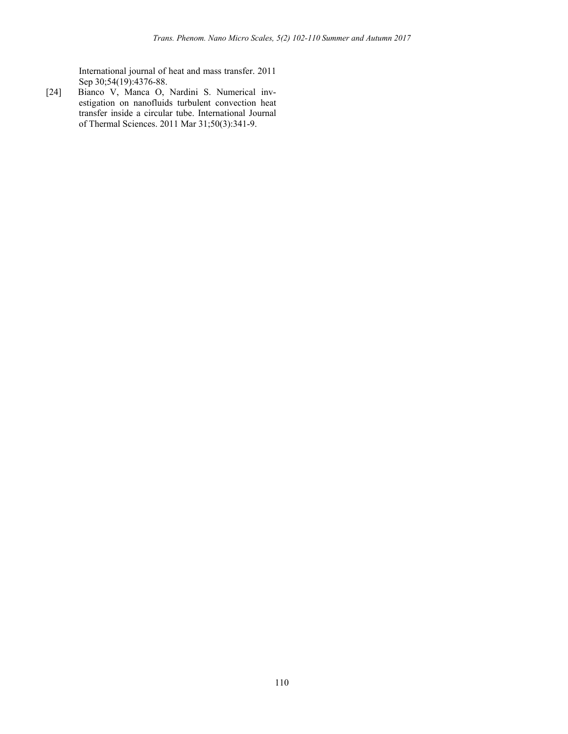International journal of heat and mass transfer. 2011 Sep 30;54(19):4376-88.

[24] Bianco V, Manca O, Nardini S. Numerical investigation on nanofluids turbulent convection heat transfer inside a circular tube. International Journal of Thermal Sciences. 2011 Mar 31;50(3):341-9.